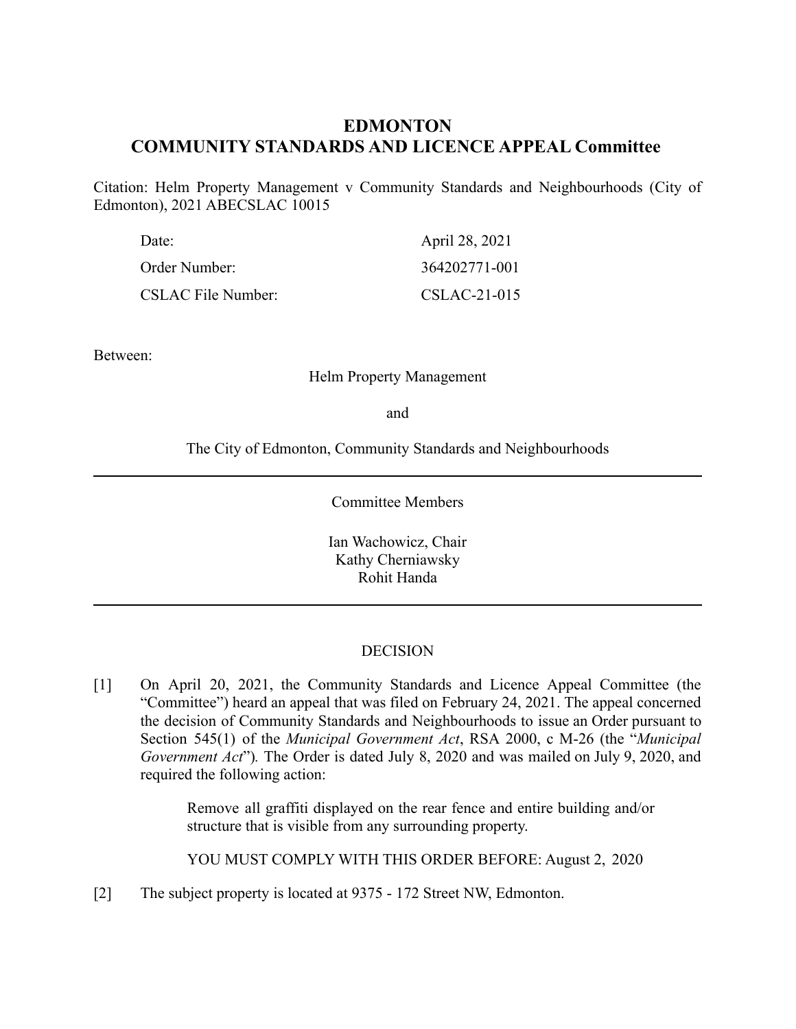# EDMONTON
# COMMUNITY STANDARDS AND LICENCE APPEAL Committee

Citation: Helm Property Management v Community Standards and Neighbourhoods (City of Edmonton), 2021 ABECSLAC 10015

| | |
|---|---|
| Date: | April 28, 2021 |
| Order Number: | 364202771-001 |
| CSLAC File Number: | CSLAC-21-015 |

Between:

Helm Property Management

and

The City of Edmonton, Community Standards and Neighbourhoods

---

Committee Members

Ian Wachowicz, Chair
Kathy Cherniawsky
Rohit Handa

---

DECISION

[1] On April 20, 2021, the Community Standards and Licence Appeal Committee (the "Committee") heard an appeal that was filed on February 24, 2021. The appeal concerned the decision of Community Standards and Neighbourhoods to issue an Order pursuant to Section 545(1) of the *Municipal Government Act*, RSA 2000, c M-26 (the "*Municipal Government Act*"). The Order is dated July 8, 2020 and was mailed on July 9, 2020, and required the following action:

> Remove all graffiti displayed on the rear fence and entire building and/or structure that is visible from any surrounding property.
>
> YOU MUST COMPLY WITH THIS ORDER BEFORE: August 2, 2020

[2] The subject property is located at 9375 - 172 Street NW, Edmonton.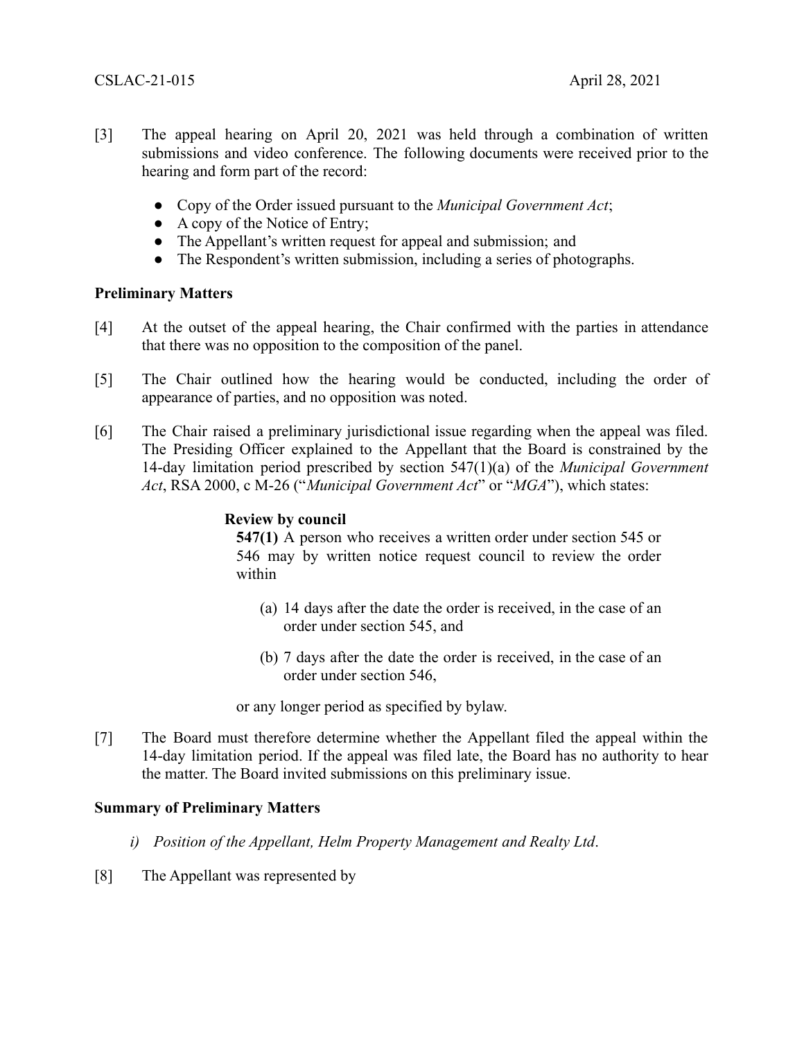[3] The appeal hearing on April 20, 2021 was held through a combination of written submissions and video conference. The following documents were received prior to the hearing and form part of the record:

- Copy of the Order issued pursuant to the *Municipal Government Act*;
- A copy of the Notice of Entry;
- The Appellant's written request for appeal and submission; and
- The Respondent's written submission, including a series of photographs.

**Preliminary Matters**

[4] At the outset of the appeal hearing, the Chair confirmed with the parties in attendance that there was no opposition to the composition of the panel.

[5] The Chair outlined how the hearing would be conducted, including the order of appearance of parties, and no opposition was noted.

[6] The Chair raised a preliminary jurisdictional issue regarding when the appeal was filed. The Presiding Officer explained to the Appellant that the Board is constrained by the 14-day limitation period prescribed by section 547(1)(a) of the *Municipal Government Act*, RSA 2000, c M-26 ("*Municipal Government Act*" or "*MGA*"), which states:

> **Review by council**
>
> **547(1)** A person who receives a written order under section 545 or 546 may by written notice request council to review the order within
>
> (a) 14 days after the date the order is received, in the case of an order under section 545, and
>
> (b) 7 days after the date the order is received, in the case of an order under section 546,
>
> or any longer period as specified by bylaw.

[7] The Board must therefore determine whether the Appellant filed the appeal within the 14-day limitation period. If the appeal was filed late, the Board has no authority to hear the matter. The Board invited submissions on this preliminary issue.

**Summary of Preliminary Matters**

*i) Position of the Appellant, Helm Property Management and Realty Ltd.*

[8] The Appellant was represented by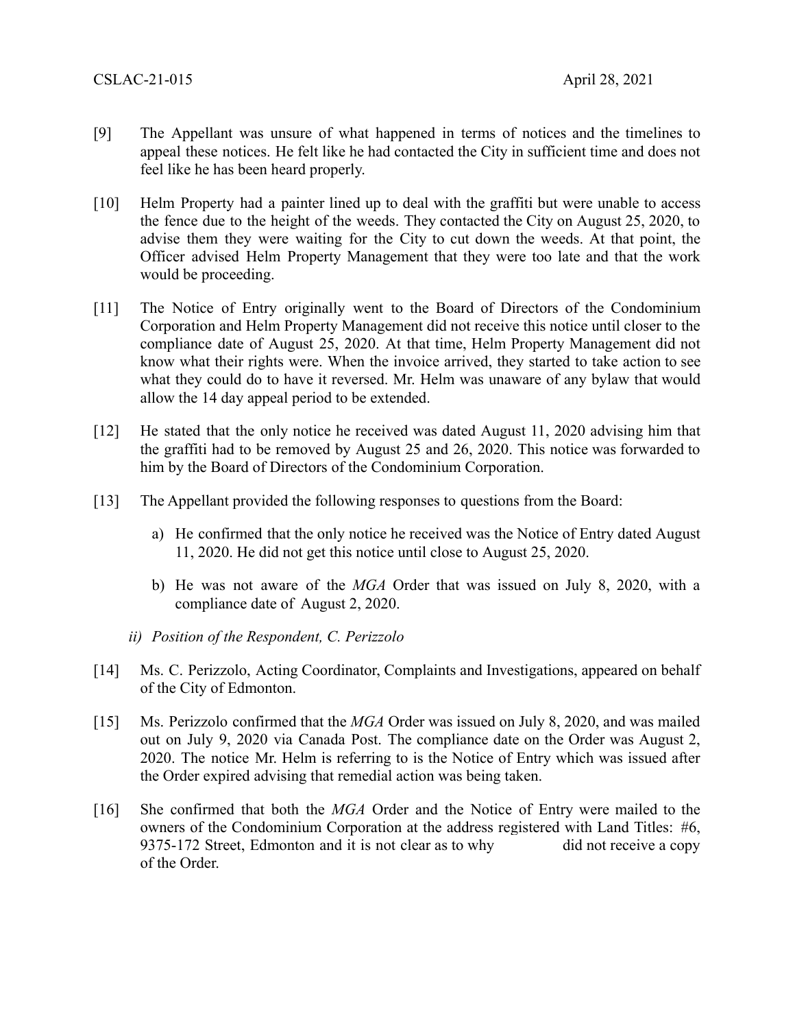[9] The Appellant was unsure of what happened in terms of notices and the timelines to appeal these notices. He felt like he had contacted the City in sufficient time and does not feel like he has been heard properly.

[10] Helm Property had a painter lined up to deal with the graffiti but were unable to access the fence due to the height of the weeds. They contacted the City on August 25, 2020, to advise them they were waiting for the City to cut down the weeds. At that point, the Officer advised Helm Property Management that they were too late and that the work would be proceeding.

[11] The Notice of Entry originally went to the Board of Directors of the Condominium Corporation and Helm Property Management did not receive this notice until closer to the compliance date of August 25, 2020. At that time, Helm Property Management did not know what their rights were. When the invoice arrived, they started to take action to see what they could do to have it reversed. Mr. Helm was unaware of any bylaw that would allow the 14 day appeal period to be extended.

[12] He stated that the only notice he received was dated August 11, 2020 advising him that the graffiti had to be removed by August 25 and 26, 2020. This notice was forwarded to him by the Board of Directors of the Condominium Corporation.

[13] The Appellant provided the following responses to questions from the Board:

a) He confirmed that the only notice he received was the Notice of Entry dated August 11, 2020. He did not get this notice until close to August 25, 2020.

b) He was not aware of the *MGA* Order that was issued on July 8, 2020, with a compliance date of August 2, 2020.

*ii) Position of the Respondent, C. Perizzolo*

[14] Ms. C. Perizzolo, Acting Coordinator, Complaints and Investigations, appeared on behalf of the City of Edmonton.

[15] Ms. Perizzolo confirmed that the *MGA* Order was issued on July 8, 2020, and was mailed out on July 9, 2020 via Canada Post. The compliance date on the Order was August 2, 2020. The notice Mr. Helm is referring to is the Notice of Entry which was issued after the Order expired advising that remedial action was being taken.

[16] She confirmed that both the *MGA* Order and the Notice of Entry were mailed to the owners of the Condominium Corporation at the address registered with Land Titles: #6, 9375-172 Street, Edmonton and it is not clear as to why did not receive a copy of the Order.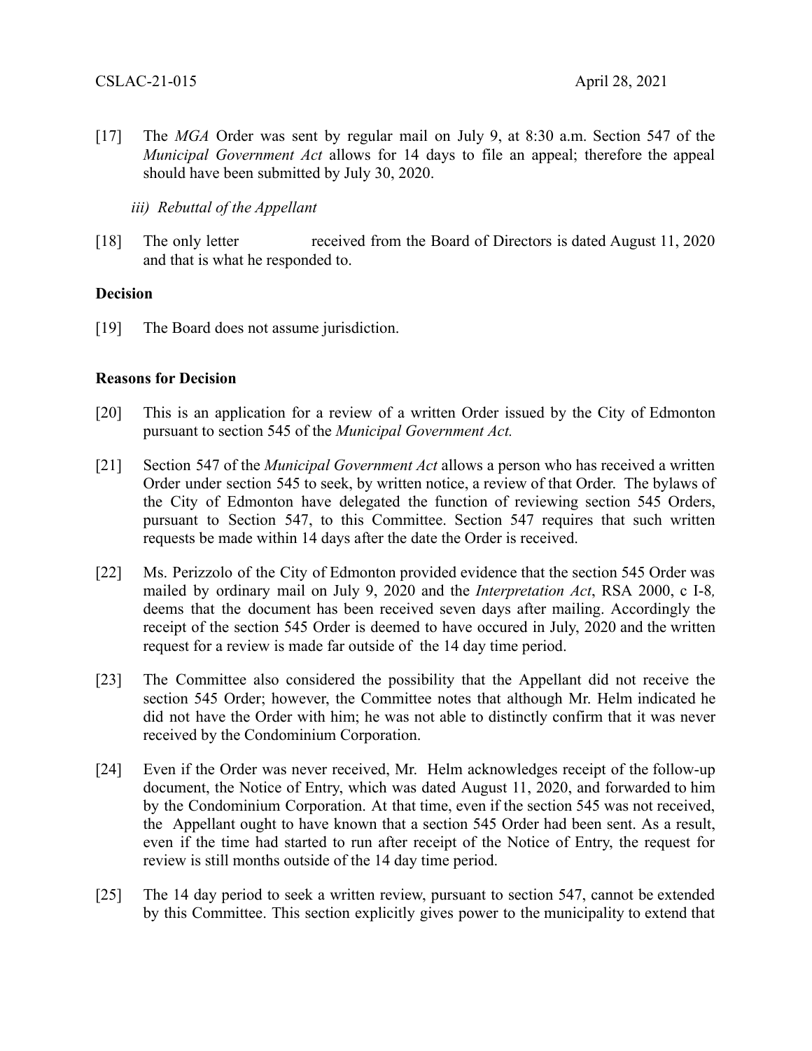[17] The *MGA* Order was sent by regular mail on July 9, at 8:30 a.m. Section 547 of the *Municipal Government Act* allows for 14 days to file an appeal; therefore the appeal should have been submitted by July 30, 2020.

*iii) Rebuttal of the Appellant*

[18] The only letter received from the Board of Directors is dated August 11, 2020 and that is what he responded to.

**Decision**

[19] The Board does not assume jurisdiction.

**Reasons for Decision**

[20] This is an application for a review of a written Order issued by the City of Edmonton pursuant to section 545 of the *Municipal Government Act.*

[21] Section 547 of the *Municipal Government Act* allows a person who has received a written Order under section 545 to seek, by written notice, a review of that Order. The bylaws of the City of Edmonton have delegated the function of reviewing section 545 Orders, pursuant to Section 547, to this Committee. Section 547 requires that such written requests be made within 14 days after the date the Order is received.

[22] Ms. Perizzolo of the City of Edmonton provided evidence that the section 545 Order was mailed by ordinary mail on July 9, 2020 and the *Interpretation Act*, RSA 2000, c I-8*,* deems that the document has been received seven days after mailing. Accordingly the receipt of the section 545 Order is deemed to have occured in July, 2020 and the written request for a review is made far outside of the 14 day time period.

[23] The Committee also considered the possibility that the Appellant did not receive the section 545 Order; however, the Committee notes that although Mr. Helm indicated he did not have the Order with him; he was not able to distinctly confirm that it was never received by the Condominium Corporation.

[24] Even if the Order was never received, Mr. Helm acknowledges receipt of the follow-up document, the Notice of Entry, which was dated August 11, 2020, and forwarded to him by the Condominium Corporation. At that time, even if the section 545 was not received, the Appellant ought to have known that a section 545 Order had been sent. As a result, even if the time had started to run after receipt of the Notice of Entry, the request for review is still months outside of the 14 day time period.

[25] The 14 day period to seek a written review, pursuant to section 547, cannot be extended by this Committee. This section explicitly gives power to the municipality to extend that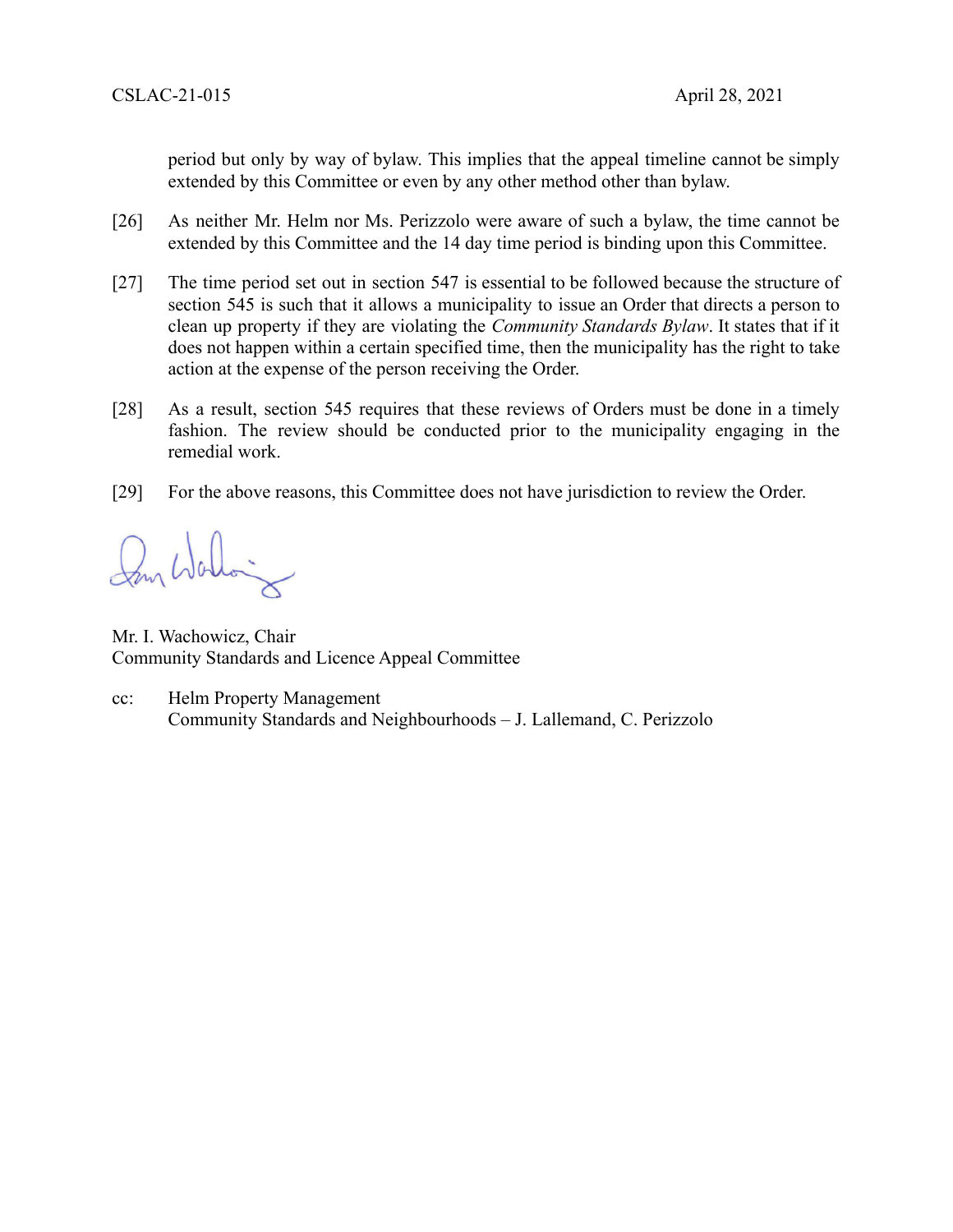period but only by way of bylaw. This implies that the appeal timeline cannot be simply extended by this Committee or even by any other method other than bylaw.

[26] As neither Mr. Helm nor Ms. Perizzolo were aware of such a bylaw, the time cannot be extended by this Committee and the 14 day time period is binding upon this Committee.

[27] The time period set out in section 547 is essential to be followed because the structure of section 545 is such that it allows a municipality to issue an Order that directs a person to clean up property if they are violating the *Community Standards Bylaw*. It states that if it does not happen within a certain specified time, then the municipality has the right to take action at the expense of the person receiving the Order.

[28] As a result, section 545 requires that these reviews of Orders must be done in a timely fashion. The review should be conducted prior to the municipality engaging in the remedial work.

[29] For the above reasons, this Committee does not have jurisdiction to review the Order.

Mr. I. Wachowicz, Chair
Community Standards and Licence Appeal Committee

cc: Helm Property Management
Community Standards and Neighbourhoods – J. Lallemand, C. Perizzolo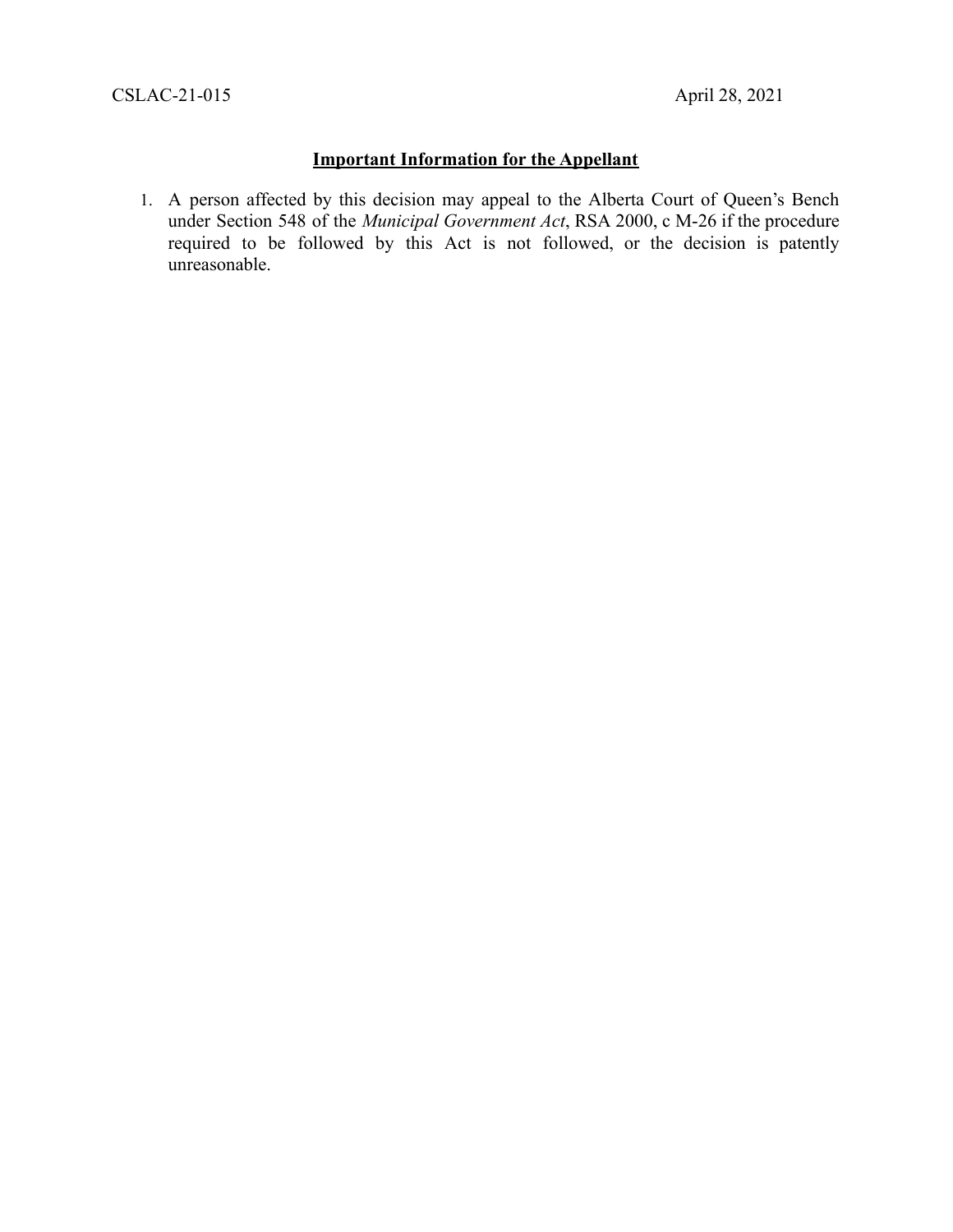**Important Information for the Appellant**

1. A person affected by this decision may appeal to the Alberta Court of Queen's Bench under Section 548 of the *Municipal Government Act*, RSA 2000, c M-26 if the procedure required to be followed by this Act is not followed, or the decision is patently unreasonable.